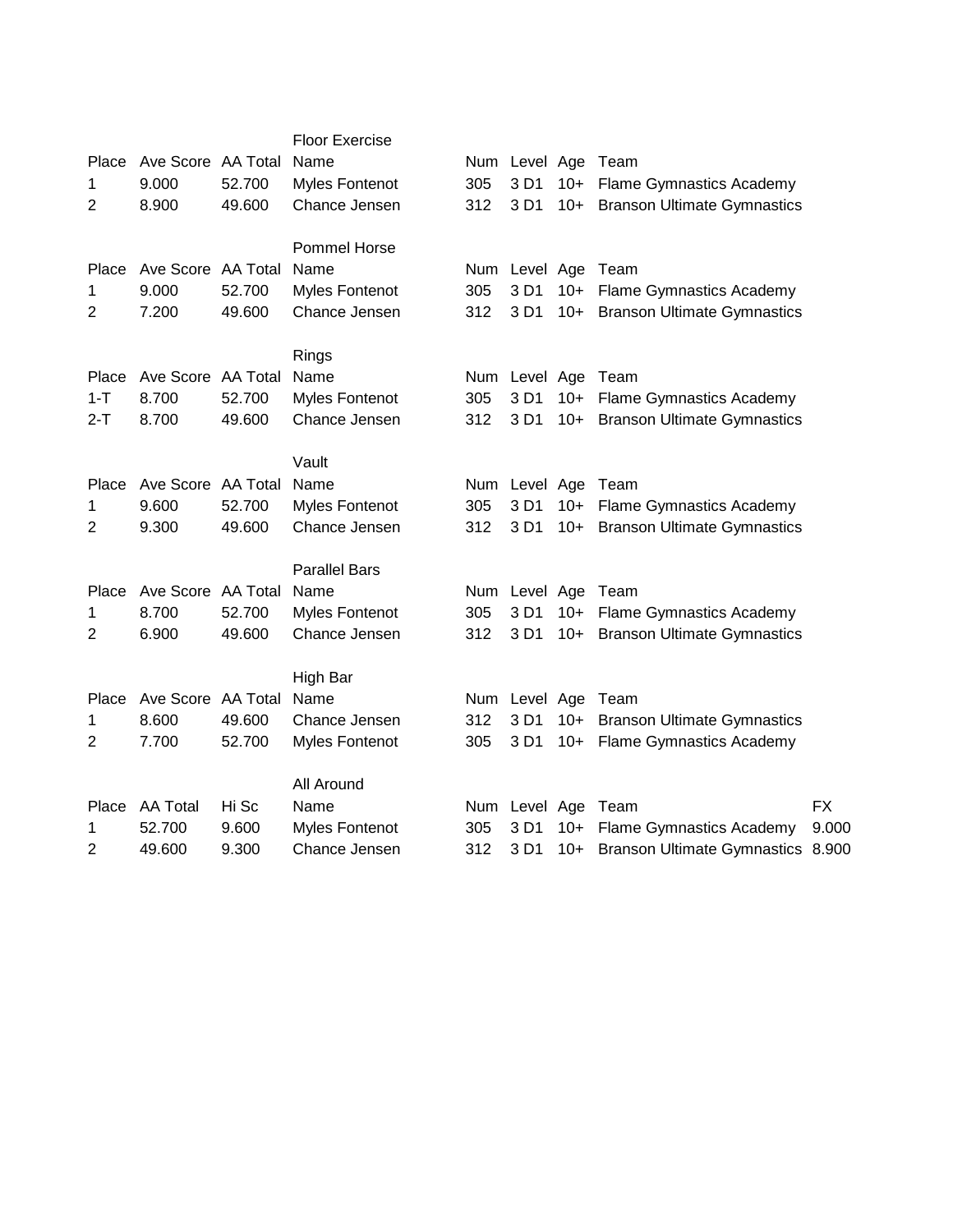### Floor Exercise

| Place | Ave Score | AA Total | Name | Num | Level | Age | Team |
|---|---|---|---|---|---|---|---|
| 1 | 9.000 | 52.700 | Myles Fontenot | 305 | 3 D1 | 10+ | Flame Gymnastics Academy |
| 2 | 8.900 | 49.600 | Chance Jensen | 312 | 3 D1 | 10+ | Branson Ultimate Gymnastics |

### Pommel Horse

| Place | Ave Score | AA Total | Name | Num | Level | Age | Team |
|---|---|---|---|---|---|---|---|
| 1 | 9.000 | 52.700 | Myles Fontenot | 305 | 3 D1 | 10+ | Flame Gymnastics Academy |
| 2 | 7.200 | 49.600 | Chance Jensen | 312 | 3 D1 | 10+ | Branson Ultimate Gymnastics |

### Rings

| Place | Ave Score | AA Total | Name | Num | Level | Age | Team |
|---|---|---|---|---|---|---|---|
| 1-T | 8.700 | 52.700 | Myles Fontenot | 305 | 3 D1 | 10+ | Flame Gymnastics Academy |
| 2-T | 8.700 | 49.600 | Chance Jensen | 312 | 3 D1 | 10+ | Branson Ultimate Gymnastics |

### Vault

| Place | Ave Score | AA Total | Name | Num | Level | Age | Team |
|---|---|---|---|---|---|---|---|
| 1 | 9.600 | 52.700 | Myles Fontenot | 305 | 3 D1 | 10+ | Flame Gymnastics Academy |
| 2 | 9.300 | 49.600 | Chance Jensen | 312 | 3 D1 | 10+ | Branson Ultimate Gymnastics |

### Parallel Bars

| Place | Ave Score | AA Total | Name | Num | Level | Age | Team |
|---|---|---|---|---|---|---|---|
| 1 | 8.700 | 52.700 | Myles Fontenot | 305 | 3 D1 | 10+ | Flame Gymnastics Academy |
| 2 | 6.900 | 49.600 | Chance Jensen | 312 | 3 D1 | 10+ | Branson Ultimate Gymnastics |

### High Bar

| Place | Ave Score | AA Total | Name | Num | Level | Age | Team |
|---|---|---|---|---|---|---|---|
| 1 | 8.600 | 49.600 | Chance Jensen | 312 | 3 D1 | 10+ | Branson Ultimate Gymnastics |
| 2 | 7.700 | 52.700 | Myles Fontenot | 305 | 3 D1 | 10+ | Flame Gymnastics Academy |

### All Around

| Place | AA Total | Hi Sc | Name | Num | Level | Age | Team | FX |
|---|---|---|---|---|---|---|---|---|
| 1 | 52.700 | 9.600 | Myles Fontenot | 305 | 3 D1 | 10+ | Flame Gymnastics Academy | 9.000 |
| 2 | 49.600 | 9.300 | Chance Jensen | 312 | 3 D1 | 10+ | Branson Ultimate Gymnastics | 8.900 |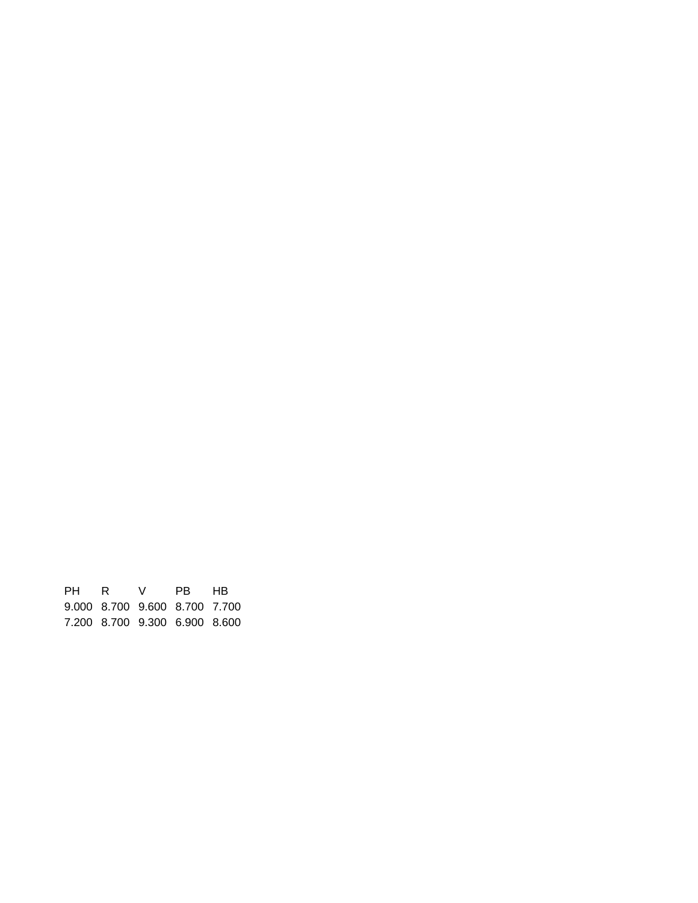| PH | R | V | PB | HB |
| --- | --- | --- | --- | --- |
| 9.000 | 8.700 | 9.600 | 8.700 | 7.700 |
| 7.200 | 8.700 | 9.300 | 6.900 | 8.600 |